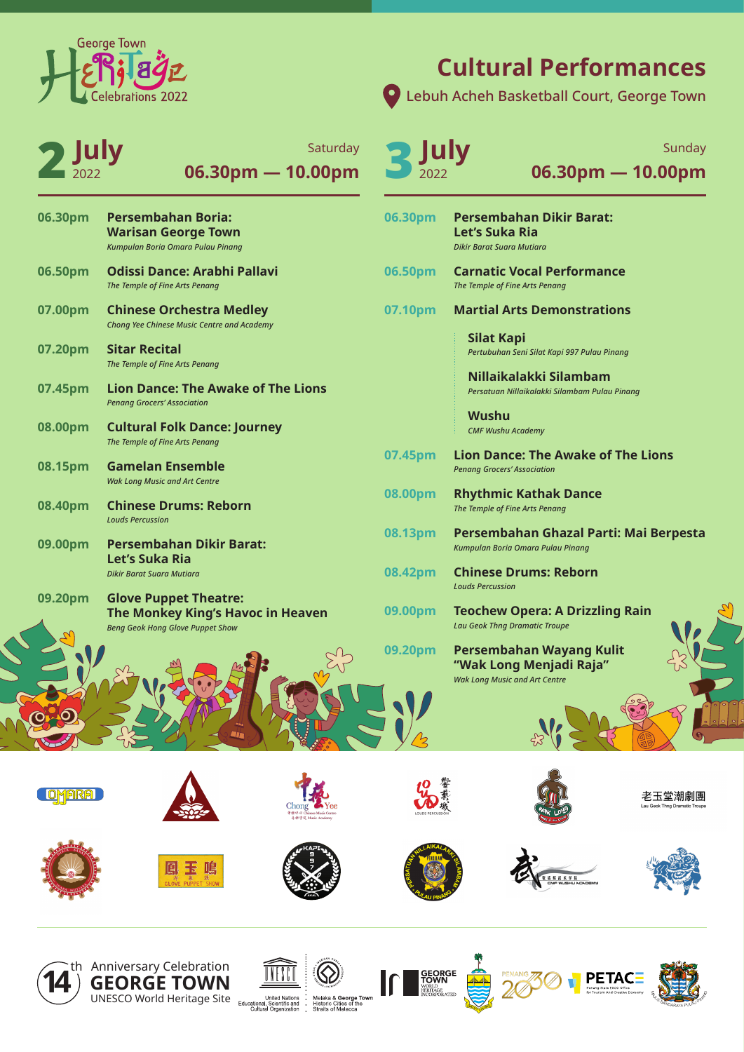George Town Heritage Celebrations 2022

# Cultural Performances

Lebuh Acheh Basketball Court, George Town

## 2 July 2022

Saturday

**06.30pm — 10.00pm**

**06.30pm** — **Persembahan Boria: Warisan George Town**
*Kumpulan Boria Omara Pulau Pinang*

**06.50pm** — **Odissi Dance: Arabhi Pallavi**
*The Temple of Fine Arts Penang*

**07.00pm** — **Chinese Orchestra Medley**
*Chong Yee Chinese Music Centre and Academy*

**07.20pm** — **Sitar Recital**
*The Temple of Fine Arts Penang*

**07.45pm** — **Lion Dance: The Awake of The Lions**
*Penang Grocers' Association*

**08.00pm** — **Cultural Folk Dance: Journey**
*The Temple of Fine Arts Penang*

**08.15pm** — **Gamelan Ensemble**
*Wak Long Music and Art Centre*

**08.40pm** — **Chinese Drums: Reborn**
*Louds Percussion*

**09.00pm** — **Persembahan Dikir Barat: Let's Suka Ria**
*Dikir Barat Suara Mutiara*

**09.20pm** — **Glove Puppet Theatre: The Monkey King's Havoc in Heaven**
*Beng Geok Hong Glove Puppet Show*

## 3 July 2022

Sunday

**06.30pm — 10.00pm**

**06.30pm** — **Persembahan Dikir Barat: Let's Suka Ria**
*Dikir Barat Suara Mutiara*

**06.50pm** — **Carnatic Vocal Performance**
*The Temple of Fine Arts Penang*

**07.10pm** — **Martial Arts Demonstrations**

- **Silat Kapi**
  *Pertubuhan Seni Silat Kapi 997 Pulau Pinang*
- **Nillaikalakki Silambam**
  *Persatuan Nillaikalakki Silambam Pulau Pinang*
- **Wushu**
  *CMF Wushu Academy*

**07.45pm** — **Lion Dance: The Awake of The Lions**
*Penang Grocers' Association*

**08.00pm** — **Rhythmic Kathak Dance**
*The Temple of Fine Arts Penang*

**08.13pm** — **Persembahan Ghazal Parti: Mai Berpesta**
*Kumpulan Boria Omara Pulau Pinang*

**08.42pm** — **Chinese Drums: Reborn**
*Louds Percussion*

**09.00pm** — **Teochew Opera: A Drizzling Rain**
*Lau Geok Thng Dramatic Troupe*

**09.20pm** — **Persembahan Wayang Kulit "Wak Long Menjadi Raja"**
*Wak Long Music and Art Centre*

OMARA

Chong Yee Chinese Music Centre and Academy

LOUDS PERCUSSION

老玉堂潮劇團 Lau Geok Thng Dramatic Troupe

鳳玉鳴 GLOVE PUPPET SHOW

CMF WUSHU ACADEMY

14th Anniversary Celebration GEORGE TOWN UNESCO World Heritage Site

United Nations Educational, Scientific and Cultural Organization — Melaka & George Town Historic Cities of the Straits of Malacca

GEORGE TOWN WORLD HERITAGE INCORPORATED

PENANG 2030

PETACE Penang State EXCO Office for Tourism and Creative Economy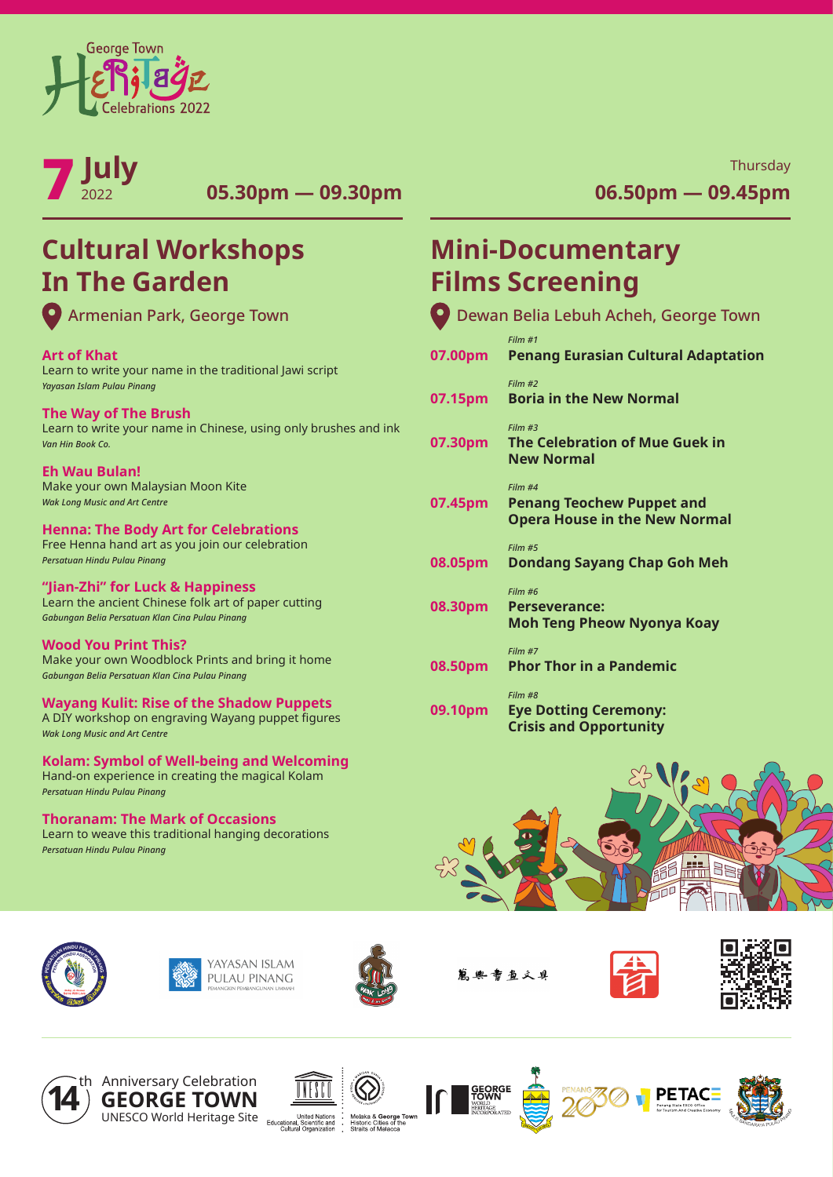George Town Heritage Celebrations 2022

**7 July** 2022

Thursday

## Cultural Workshops In The Garden

**05.30pm — 09.30pm**

Armenian Park, George Town

**Art of Khat**
Learn to write your name in the traditional Jawi script
*Yayasan Islam Pulau Pinang*

**The Way of The Brush**
Learn to write your name in Chinese, using only brushes and ink
*Van Hin Book Co.*

**Eh Wau Bulan!**
Make your own Malaysian Moon Kite
*Wak Long Music and Art Centre*

**Henna: The Body Art for Celebrations**
Free Henna hand art as you join our celebration
*Persatuan Hindu Pulau Pinang*

**"Jian-Zhi" for Luck & Happiness**
Learn the ancient Chinese folk art of paper cutting
*Gabungan Belia Persatuan Klan Cina Pulau Pinang*

**Wood You Print This?**
Make your own Woodblock Prints and bring it home
*Gabungan Belia Persatuan Klan Cina Pulau Pinang*

**Wayang Kulit: Rise of the Shadow Puppets**
A DIY workshop on engraving Wayang puppet figures
*Wak Long Music and Art Centre*

**Kolam: Symbol of Well-being and Welcoming**
Hand-on experience in creating the magical Kolam
*Persatuan Hindu Pulau Pinang*

**Thoranam: The Mark of Occasions**
Learn to weave this traditional hanging decorations
*Persatuan Hindu Pulau Pinang*

## Mini-Documentary Films Screening

**06.50pm — 09.45pm**

Dewan Belia Lebuh Acheh, George Town

**07.00pm** — *Film #1*
**Penang Eurasian Cultural Adaptation**

**07.15pm** — *Film #2*
**Boria in the New Normal**

**07.30pm** — *Film #3*
**The Celebration of Mue Guek in New Normal**

**07.45pm** — *Film #4*
**Penang Teochew Puppet and Opera House in the New Normal**

**08.05pm** — *Film #5*
**Dondang Sayang Chap Goh Meh**

**08.30pm** — *Film #6*
**Perseverance: Moh Teng Pheow Nyonya Koay**

**08.50pm** — *Film #7*
**Phor Thor in a Pandemic**

**09.10pm** — *Film #8*
**Eye Dotting Ceremony: Crisis and Opportunity**

YAYASAN ISLAM PULAU PINANG

14th Anniversary Celebration
**GEORGE TOWN**
UNESCO World Heritage Site

United Nations Educational, Scientific and Cultural Organization

Melaka & George Town Historic Cities of the Straits of Malacca

GEORGE TOWN WORLD HERITAGE INCORPORATED

PENANG 2030

PETACE